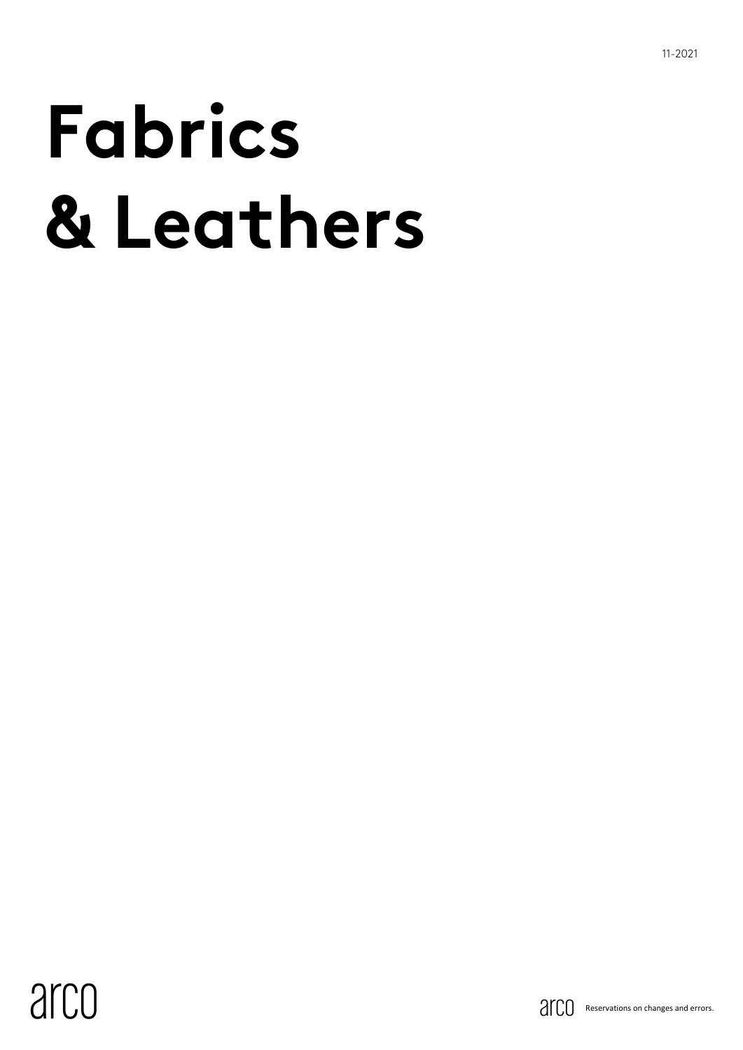11-2021

# Fabrics & Leathers

arco

Reservations on changes and errors.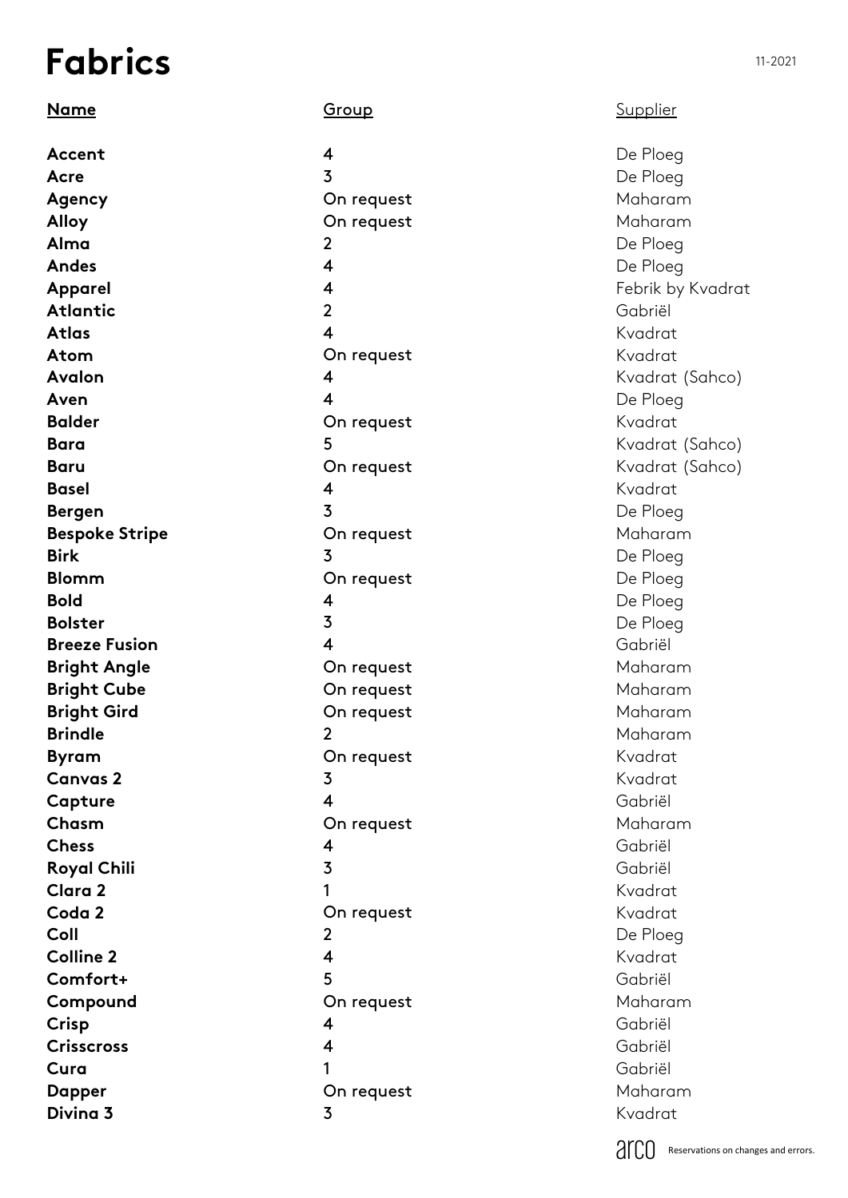# Fabrics

11-2021

| Name | Group | Supplier |
|---|---|---|
| **Accent** | 4 | De Ploeg |
| **Acre** | 3 | De Ploeg |
| **Agency** | On request | Maharam |
| **Alloy** | On request | Maharam |
| **Alma** | 2 | De Ploeg |
| **Andes** | 4 | De Ploeg |
| **Apparel** | 4 | Febrik by Kvadrat |
| **Atlantic** | 2 | Gabriël |
| **Atlas** | 4 | Kvadrat |
| **Atom** | On request | Kvadrat |
| **Avalon** | 4 | Kvadrat (Sahco) |
| **Aven** | 4 | De Ploeg |
| **Balder** | On request | Kvadrat |
| **Bara** | 5 | Kvadrat (Sahco) |
| **Baru** | On request | Kvadrat (Sahco) |
| **Basel** | 4 | Kvadrat |
| **Bergen** | 3 | De Ploeg |
| **Bespoke Stripe** | On request | Maharam |
| **Birk** | 3 | De Ploeg |
| **Blomm** | On request | De Ploeg |
| **Bold** | 4 | De Ploeg |
| **Bolster** | 3 | De Ploeg |
| **Breeze Fusion** | 4 | Gabriël |
| **Bright Angle** | On request | Maharam |
| **Bright Cube** | On request | Maharam |
| **Bright Gird** | On request | Maharam |
| **Brindle** | 2 | Maharam |
| **Byram** | On request | Kvadrat |
| **Canvas 2** | 3 | Kvadrat |
| **Capture** | 4 | Gabriël |
| **Chasm** | On request | Maharam |
| **Chess** | 4 | Gabriël |
| **Royal Chili** | 3 | Gabriël |
| **Clara 2** | 1 | Kvadrat |
| **Coda 2** | On request | Kvadrat |
| **Coll** | 2 | De Ploeg |
| **Colline 2** | 4 | Kvadrat |
| **Comfort+** | 5 | Gabriël |
| **Compound** | On request | Maharam |
| **Crisp** | 4 | Gabriël |
| **Crisscross** | 4 | Gabriël |
| **Cura** | 1 | Gabriël |
| **Dapper** | On request | Maharam |
| **Divina 3** | 3 | Kvadrat |

arco Reservations on changes and errors.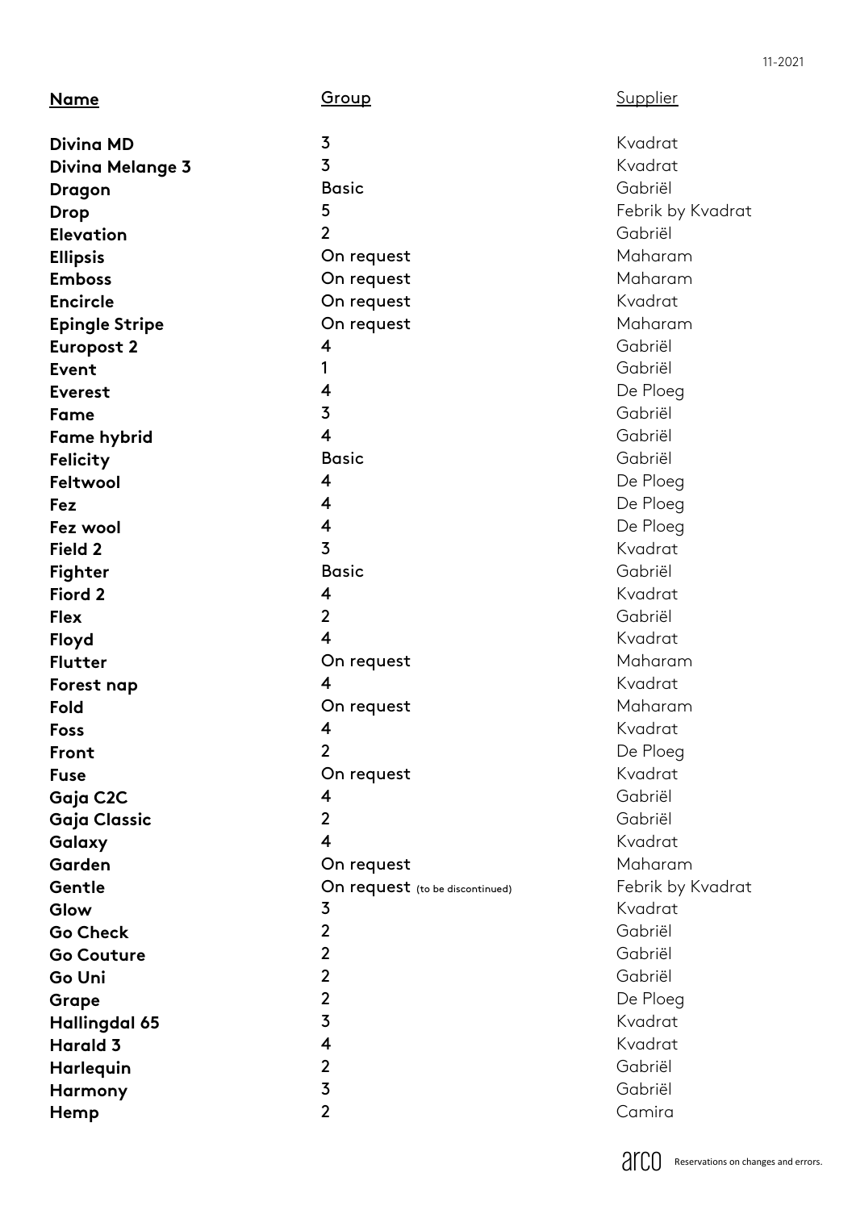| Name | Group | Supplier |
|---|---|---|
| **Divina MD** | 3 | Kvadrat |
| **Divina Melange 3** | 3 | Kvadrat |
| **Dragon** | Basic | Gabriël |
| **Drop** | 5 | Febrik by Kvadrat |
| **Elevation** | 2 | Gabriël |
| **Ellipsis** | On request | Maharam |
| **Emboss** | On request | Maharam |
| **Encircle** | On request | Kvadrat |
| **Epingle Stripe** | On request | Maharam |
| **Europost 2** | 4 | Gabriël |
| **Event** | 1 | Gabriël |
| **Everest** | 4 | De Ploeg |
| **Fame** | 3 | Gabriël |
| **Fame hybrid** | 4 | Gabriël |
| **Felicity** | Basic | Gabriël |
| **Feltwool** | 4 | De Ploeg |
| **Fez** | 4 | De Ploeg |
| **Fez wool** | 4 | De Ploeg |
| **Field 2** | 3 | Kvadrat |
| **Fighter** | Basic | Gabriël |
| **Fiord 2** | 4 | Kvadrat |
| **Flex** | 2 | Gabriël |
| **Floyd** | 4 | Kvadrat |
| **Flutter** | On request | Maharam |
| **Forest nap** | 4 | Kvadrat |
| **Fold** | On request | Maharam |
| **Foss** | 4 | Kvadrat |
| **Front** | 2 | De Ploeg |
| **Fuse** | On request | Kvadrat |
| **Gaja C2C** | 4 | Gabriël |
| **Gaja Classic** | 2 | Gabriël |
| **Galaxy** | 4 | Kvadrat |
| **Garden** | On request | Maharam |
| **Gentle** | On request (to be discontinued) | Febrik by Kvadrat |
| **Glow** | 3 | Kvadrat |
| **Go Check** | 2 | Gabriël |
| **Go Couture** | 2 | Gabriël |
| **Go Uni** | 2 | Gabriël |
| **Grape** | 2 | De Ploeg |
| **Hallingdal 65** | 3 | Kvadrat |
| **Harald 3** | 4 | Kvadrat |
| **Harlequin** | 2 | Gabriël |
| **Harmony** | 3 | Gabriël |
| **Hemp** | 2 | Camira |

Reservations on changes and errors.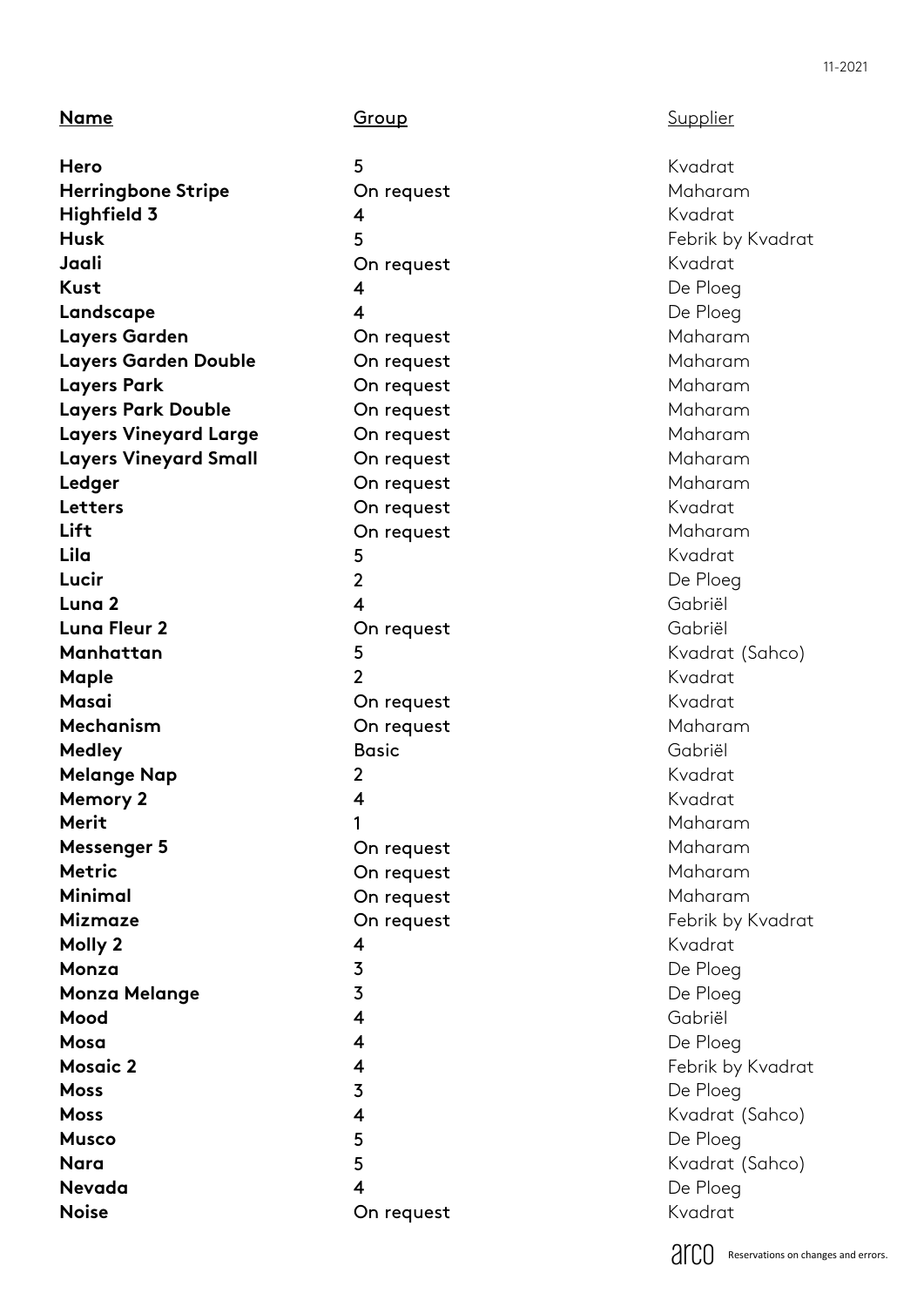| **Name** | **Group** | Supplier |
|---|---|---|
| **Hero** | 5 | Kvadrat |
| **Herringbone Stripe** | On request | Maharam |
| **Highfield 3** | 4 | Kvadrat |
| **Husk** | 5 | Febrik by Kvadrat |
| **Jaali** | On request | Kvadrat |
| **Kust** | 4 | De Ploeg |
| **Landscape** | 4 | De Ploeg |
| **Layers Garden** | On request | Maharam |
| **Layers Garden Double** | On request | Maharam |
| **Layers Park** | On request | Maharam |
| **Layers Park Double** | On request | Maharam |
| **Layers Vineyard Large** | On request | Maharam |
| **Layers Vineyard Small** | On request | Maharam |
| **Ledger** | On request | Maharam |
| **Letters** | On request | Kvadrat |
| **Lift** | On request | Maharam |
| **Lila** | 5 | Kvadrat |
| **Lucir** | 2 | De Ploeg |
| **Luna 2** | 4 | Gabriël |
| **Luna Fleur 2** | On request | Gabriël |
| **Manhattan** | 5 | Kvadrat (Sahco) |
| **Maple** | 2 | Kvadrat |
| **Masai** | On request | Kvadrat |
| **Mechanism** | On request | Maharam |
| **Medley** | Basic | Gabriël |
| **Melange Nap** | 2 | Kvadrat |
| **Memory 2** | 4 | Kvadrat |
| **Merit** | 1 | Maharam |
| **Messenger 5** | On request | Maharam |
| **Metric** | On request | Maharam |
| **Minimal** | On request | Maharam |
| **Mizmaze** | On request | Febrik by Kvadrat |
| **Molly 2** | 4 | Kvadrat |
| **Monza** | 3 | De Ploeg |
| **Monza Melange** | 3 | De Ploeg |
| **Mood** | 4 | Gabriël |
| **Mosa** | 4 | De Ploeg |
| **Mosaic 2** | 4 | Febrik by Kvadrat |
| **Moss** | 3 | De Ploeg |
| **Moss** | 4 | Kvadrat (Sahco) |
| **Musco** | 5 | De Ploeg |
| **Nara** | 5 | Kvadrat (Sahco) |
| **Nevada** | 4 | De Ploeg |
| **Noise** | On request | Kvadrat |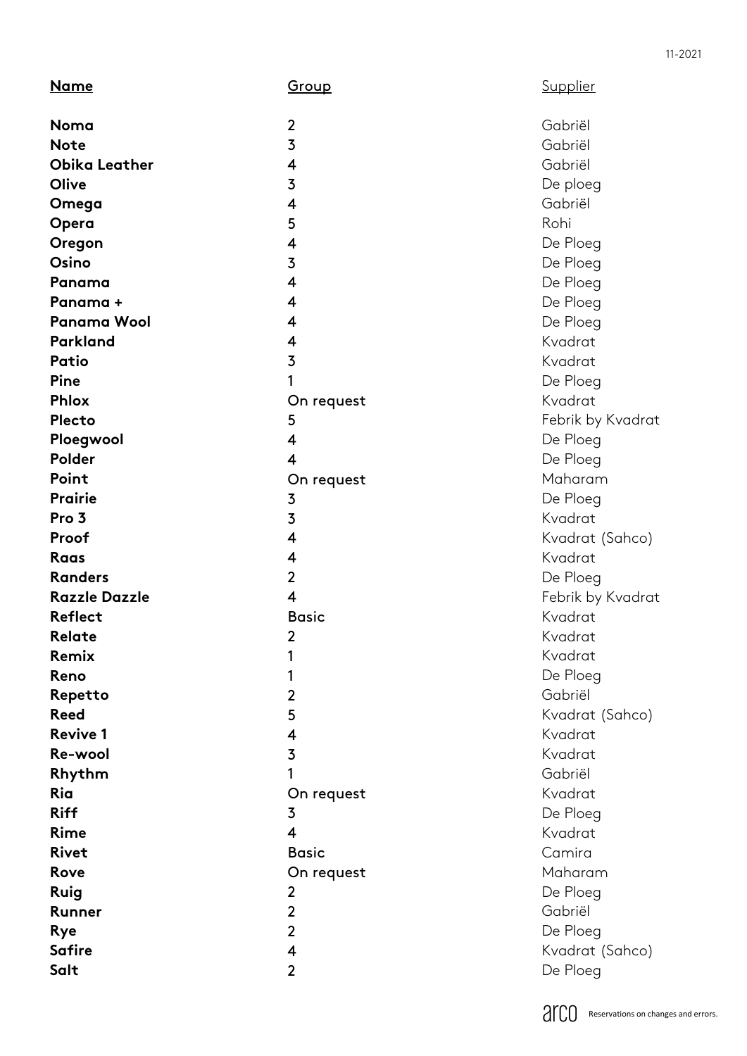| Name | Group | Supplier |
|---|---|---|
| **Noma** | 2 | Gabriël |
| **Note** | 3 | Gabriël |
| **Obika Leather** | 4 | Gabriël |
| **Olive** | 3 | De ploeg |
| **Omega** | 4 | Gabriël |
| **Opera** | 5 | Rohi |
| **Oregon** | 4 | De Ploeg |
| **Osino** | 3 | De Ploeg |
| **Panama** | 4 | De Ploeg |
| **Panama +** | 4 | De Ploeg |
| **Panama Wool** | 4 | De Ploeg |
| **Parkland** | 4 | Kvadrat |
| **Patio** | 3 | Kvadrat |
| **Pine** | 1 | De Ploeg |
| **Phlox** | On request | Kvadrat |
| **Plecto** | 5 | Febrik by Kvadrat |
| **Ploegwool** | 4 | De Ploeg |
| **Polder** | 4 | De Ploeg |
| **Point** | On request | Maharam |
| **Prairie** | 3 | De Ploeg |
| **Pro 3** | 3 | Kvadrat |
| **Proof** | 4 | Kvadrat (Sahco) |
| **Raas** | 4 | Kvadrat |
| **Randers** | 2 | De Ploeg |
| **Razzle Dazzle** | 4 | Febrik by Kvadrat |
| **Reflect** | Basic | Kvadrat |
| **Relate** | 2 | Kvadrat |
| **Remix** | 1 | Kvadrat |
| **Reno** | 1 | De Ploeg |
| **Repetto** | 2 | Gabriël |
| **Reed** | 5 | Kvadrat (Sahco) |
| **Revive 1** | 4 | Kvadrat |
| **Re-wool** | 3 | Kvadrat |
| **Rhythm** | 1 | Gabriël |
| **Ria** | On request | Kvadrat |
| **Riff** | 3 | De Ploeg |
| **Rime** | 4 | Kvadrat |
| **Rivet** | Basic | Camira |
| **Rove** | On request | Maharam |
| **Ruig** | 2 | De Ploeg |
| **Runner** | 2 | Gabriël |
| **Rye** | 2 | De Ploeg |
| **Safire** | 4 | Kvadrat (Sahco) |
| **Salt** | 2 | De Ploeg |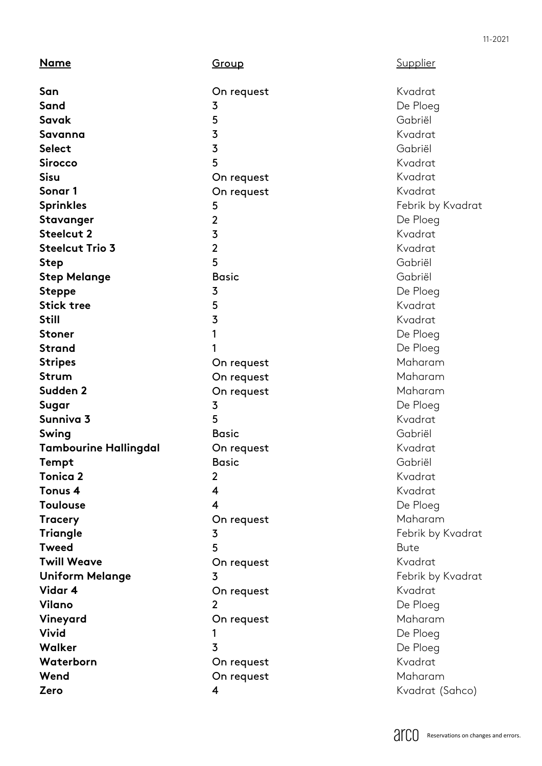| Name | Group | Supplier |
|---|---|---|
| **San** | On request | Kvadrat |
| **Sand** | 3 | De Ploeg |
| **Savak** | 5 | Gabriël |
| **Savanna** | 3 | Kvadrat |
| **Select** | 3 | Gabriël |
| **Sirocco** | 5 | Kvadrat |
| **Sisu** | On request | Kvadrat |
| **Sonar 1** | On request | Kvadrat |
| **Sprinkles** | 5 | Febrik by Kvadrat |
| **Stavanger** | 2 | De Ploeg |
| **Steelcut 2** | 3 | Kvadrat |
| **Steelcut Trio 3** | 2 | Kvadrat |
| **Step** | 5 | Gabriël |
| **Step Melange** | Basic | Gabriël |
| **Steppe** | 3 | De Ploeg |
| **Stick tree** | 5 | Kvadrat |
| **Still** | 3 | Kvadrat |
| **Stoner** | 1 | De Ploeg |
| **Strand** | 1 | De Ploeg |
| **Stripes** | On request | Maharam |
| **Strum** | On request | Maharam |
| **Sudden 2** | On request | Maharam |
| **Sugar** | 3 | De Ploeg |
| **Sunniva 3** | 5 | Kvadrat |
| **Swing** | Basic | Gabriël |
| **Tambourine Hallingdal** | On request | Kvadrat |
| **Tempt** | Basic | Gabriël |
| **Tonica 2** | 2 | Kvadrat |
| **Tonus 4** | 4 | Kvadrat |
| **Toulouse** | 4 | De Ploeg |
| **Tracery** | On request | Maharam |
| **Triangle** | 3 | Febrik by Kvadrat |
| **Tweed** | 5 | Bute |
| **Twill Weave** | On request | Kvadrat |
| **Uniform Melange** | 3 | Febrik by Kvadrat |
| **Vidar 4** | On request | Kvadrat |
| **Vilano** | 2 | De Ploeg |
| **Vineyard** | On request | Maharam |
| **Vivid** | 1 | De Ploeg |
| **Walker** | 3 | De Ploeg |
| **Waterborn** | On request | Kvadrat |
| **Wend** | On request | Maharam |
| **Zero** | 4 | Kvadrat (Sahco) |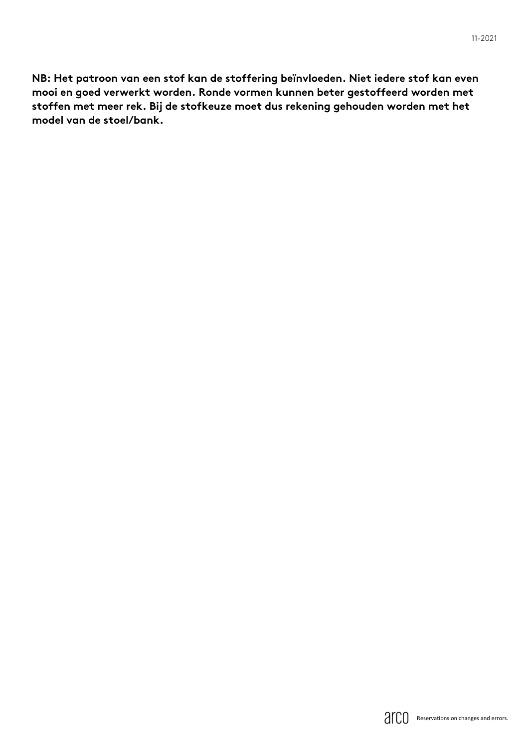**NB: Het patroon van een stof kan de stoffering beïnvloeden. Niet iedere stof kan even mooi en goed verwerkt worden. Ronde vormen kunnen beter gestoffeerd worden met stoffen met meer rek. Bij de stofkeuze moet dus rekening gehouden worden met het model van de stoel/bank.**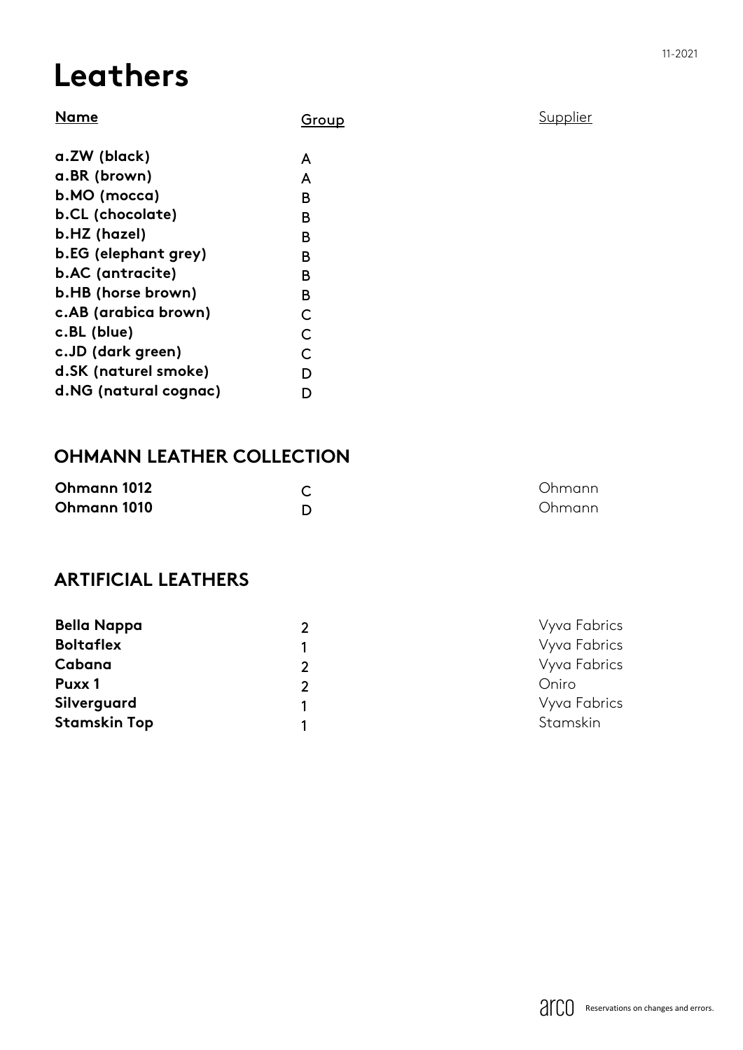# Leathers

| Name | Group | Supplier |
| --- | --- | --- |
| **a.ZW (black)** | A | |
| **a.BR (brown)** | A | |
| **b.MO (mocca)** | B | |
| **b.CL (chocolate)** | B | |
| **b.HZ (hazel)** | B | |
| **b.EG (elephant grey)** | B | |
| **b.AC (antracite)** | B | |
| **b.HB (horse brown)** | B | |
| **c.AB (arabica brown)** | C | |
| **c.BL (blue)** | C | |
| **c.JD (dark green)** | C | |
| **d.SK (naturel smoke)** | D | |
| **d.NG (natural cognac)** | D | |

## OHMANN LEATHER COLLECTION

| | | |
| --- | --- | --- |
| **Ohmann 1012** | C | Ohmann |
| **Ohmann 1010** | D | Ohmann |

## ARTIFICIAL LEATHERS

| | | |
| --- | --- | --- |
| **Bella Nappa** | 2 | Vyva Fabrics |
| **Boltaflex** | 1 | Vyva Fabrics |
| **Cabana** | 2 | Vyva Fabrics |
| **Puxx 1** | 2 | Oniro |
| **Silverguard** | 1 | Vyva Fabrics |
| **Stamskin Top** | 1 | Stamskin |